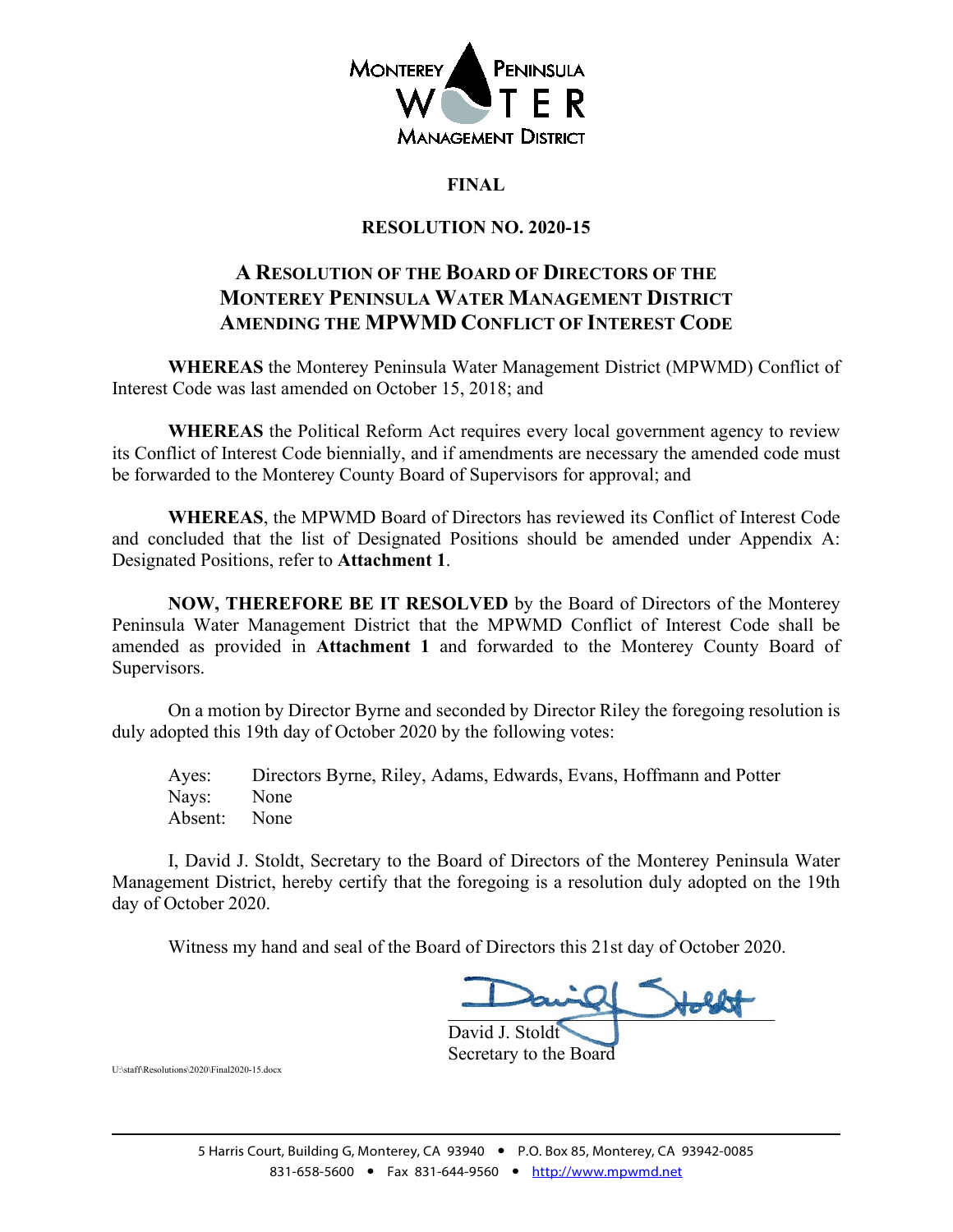MONTEREY PENINSULA WATER MANAGEMENT DISTRICT

**FINAL**

**RESOLUTION NO. 2020-15**

# A RESOLUTION OF THE BOARD OF DIRECTORS OF THE MONTEREY PENINSULA WATER MANAGEMENT DISTRICT AMENDING THE MPWMD CONFLICT OF INTEREST CODE

**WHEREAS** the Monterey Peninsula Water Management District (MPWMD) Conflict of Interest Code was last amended on October 15, 2018; and

**WHEREAS** the Political Reform Act requires every local government agency to review its Conflict of Interest Code biennially, and if amendments are necessary the amended code must be forwarded to the Monterey County Board of Supervisors for approval; and

**WHEREAS**, the MPWMD Board of Directors has reviewed its Conflict of Interest Code and concluded that the list of Designated Positions should be amended under Appendix A: Designated Positions, refer to **Attachment 1**.

**NOW, THEREFORE BE IT RESOLVED** by the Board of Directors of the Monterey Peninsula Water Management District that the MPWMD Conflict of Interest Code shall be amended as provided in **Attachment 1** and forwarded to the Monterey County Board of Supervisors.

On a motion by Director Byrne and seconded by Director Riley the foregoing resolution is duly adopted this 19th day of October 2020 by the following votes:

Ayes: Directors Byrne, Riley, Adams, Edwards, Evans, Hoffmann and Potter
Nays: None
Absent: None

I, David J. Stoldt, Secretary to the Board of Directors of the Monterey Peninsula Water Management District, hereby certify that the foregoing is a resolution duly adopted on the 19th day of October 2020.

Witness my hand and seal of the Board of Directors this 21st day of October 2020.

David J. Stoldt
Secretary to the Board

U:\staff\Resolutions\2020\Final2020-15.docx

5 Harris Court, Building G, Monterey, CA 93940 • P.O. Box 85, Monterey, CA 93942-0085
831-658-5600 • Fax 831-644-9560 • http://www.mpwmd.net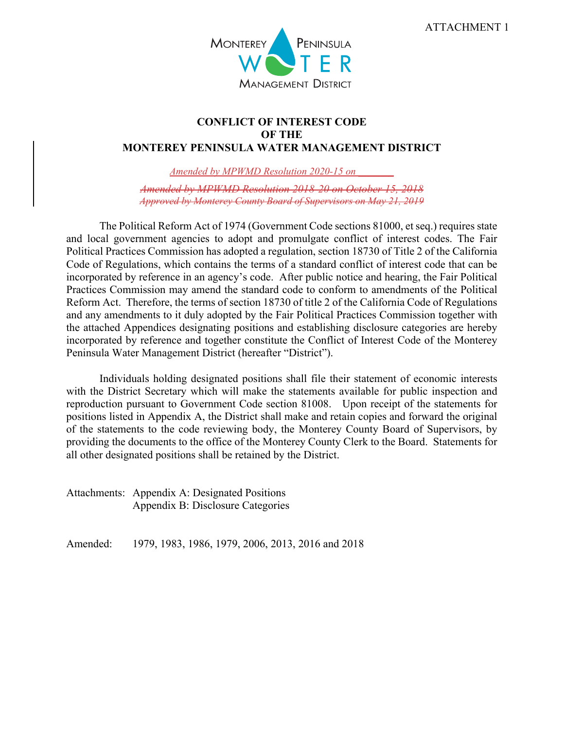ATTACHMENT 1

MONTEREY PENINSULA WATER MANAGEMENT DISTRICT

**CONFLICT OF INTEREST CODE**
**OF THE**
**MONTEREY PENINSULA WATER MANAGEMENT DISTRICT**

*Amended by MPWMD Resolution 2020-15 on _______*

~~*Amended by MPWMD Resolution 2018-20 on October 15, 2018*~~
~~*Approved by Monterey County Board of Supervisors on May 21, 2019*~~

The Political Reform Act of 1974 (Government Code sections 81000, et seq.) requires state and local government agencies to adopt and promulgate conflict of interest codes. The Fair Political Practices Commission has adopted a regulation, section 18730 of Title 2 of the California Code of Regulations, which contains the terms of a standard conflict of interest code that can be incorporated by reference in an agency's code. After public notice and hearing, the Fair Political Practices Commission may amend the standard code to conform to amendments of the Political Reform Act. Therefore, the terms of section 18730 of title 2 of the California Code of Regulations and any amendments to it duly adopted by the Fair Political Practices Commission together with the attached Appendices designating positions and establishing disclosure categories are hereby incorporated by reference and together constitute the Conflict of Interest Code of the Monterey Peninsula Water Management District (hereafter "District").

Individuals holding designated positions shall file their statement of economic interests with the District Secretary which will make the statements available for public inspection and reproduction pursuant to Government Code section 81008. Upon receipt of the statements for positions listed in Appendix A, the District shall make and retain copies and forward the original of the statements to the code reviewing body, the Monterey County Board of Supervisors, by providing the documents to the office of the Monterey County Clerk to the Board. Statements for all other designated positions shall be retained by the District.

Attachments: Appendix A: Designated Positions
Appendix B: Disclosure Categories

Amended: 1979, 1983, 1986, 1979, 2006, 2013, 2016 and 2018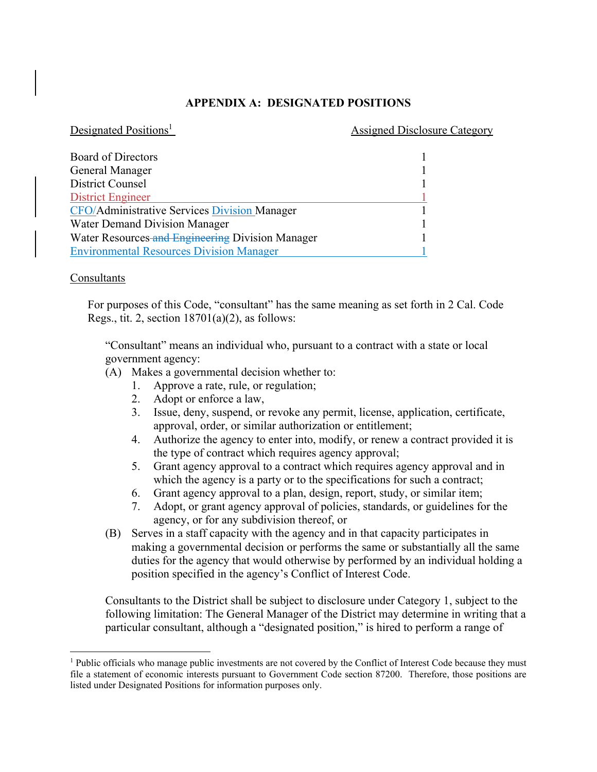**APPENDIX A: DESIGNATED POSITIONS**

| Designated Positions[1] | Assigned Disclosure Category |
|---|---|
| Board of Directors | 1 |
| General Manager | 1 |
| District Counsel | 1 |
| District Engineer | 1 |
| CFO/Administrative Services Division Manager | 1 |
| Water Demand Division Manager | 1 |
| Water Resources ~~and Engineering~~ Division Manager | 1 |
| Environmental Resources Division Manager | 1 |

Consultants

For purposes of this Code, "consultant" has the same meaning as set forth in 2 Cal. Code Regs., tit. 2, section 18701(a)(2), as follows:

"Consultant" means an individual who, pursuant to a contract with a state or local government agency:

(A) Makes a governmental decision whether to:
1. Approve a rate, rule, or regulation;
2. Adopt or enforce a law,
3. Issue, deny, suspend, or revoke any permit, license, application, certificate, approval, order, or similar authorization or entitlement;
4. Authorize the agency to enter into, modify, or renew a contract provided it is the type of contract which requires agency approval;
5. Grant agency approval to a contract which requires agency approval and in which the agency is a party or to the specifications for such a contract;
6. Grant agency approval to a plan, design, report, study, or similar item;
7. Adopt, or grant agency approval of policies, standards, or guidelines for the agency, or for any subdivision thereof, or

(B) Serves in a staff capacity with the agency and in that capacity participates in making a governmental decision or performs the same or substantially all the same duties for the agency that would otherwise by performed by an individual holding a position specified in the agency's Conflict of Interest Code.

Consultants to the District shall be subject to disclosure under Category 1, subject to the following limitation: The General Manager of the District may determine in writing that a particular consultant, although a "designated position," is hired to perform a range of

[1] Public officials who manage public investments are not covered by the Conflict of Interest Code because they must file a statement of economic interests pursuant to Government Code section 87200. Therefore, those positions are listed under Designated Positions for information purposes only.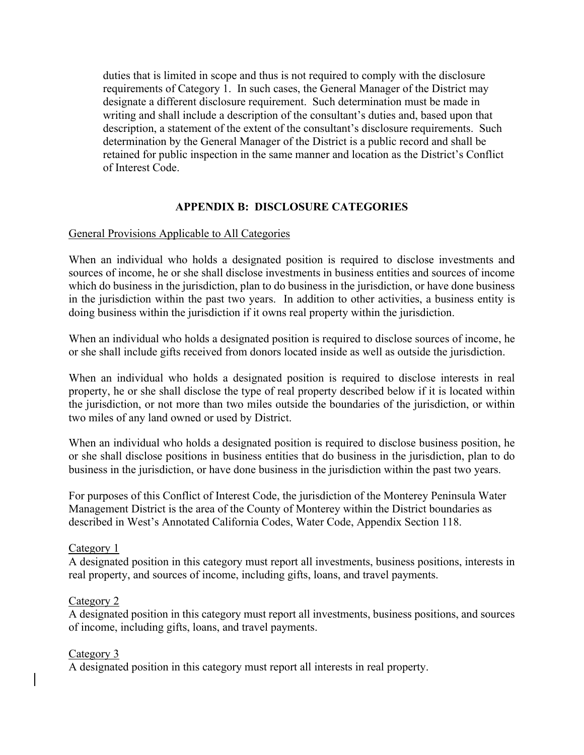duties that is limited in scope and thus is not required to comply with the disclosure requirements of Category 1. In such cases, the General Manager of the District may designate a different disclosure requirement. Such determination must be made in writing and shall include a description of the consultant's duties and, based upon that description, a statement of the extent of the consultant's disclosure requirements. Such determination by the General Manager of the District is a public record and shall be retained for public inspection in the same manner and location as the District's Conflict of Interest Code.

## APPENDIX B: DISCLOSURE CATEGORIES

General Provisions Applicable to All Categories

When an individual who holds a designated position is required to disclose investments and sources of income, he or she shall disclose investments in business entities and sources of income which do business in the jurisdiction, plan to do business in the jurisdiction, or have done business in the jurisdiction within the past two years. In addition to other activities, a business entity is doing business within the jurisdiction if it owns real property within the jurisdiction.

When an individual who holds a designated position is required to disclose sources of income, he or she shall include gifts received from donors located inside as well as outside the jurisdiction.

When an individual who holds a designated position is required to disclose interests in real property, he or she shall disclose the type of real property described below if it is located within the jurisdiction, or not more than two miles outside the boundaries of the jurisdiction, or within two miles of any land owned or used by District.

When an individual who holds a designated position is required to disclose business position, he or she shall disclose positions in business entities that do business in the jurisdiction, plan to do business in the jurisdiction, or have done business in the jurisdiction within the past two years.

For purposes of this Conflict of Interest Code, the jurisdiction of the Monterey Peninsula Water Management District is the area of the County of Monterey within the District boundaries as described in West's Annotated California Codes, Water Code, Appendix Section 118.

Category 1

A designated position in this category must report all investments, business positions, interests in real property, and sources of income, including gifts, loans, and travel payments.

Category 2

A designated position in this category must report all investments, business positions, and sources of income, including gifts, loans, and travel payments.

Category 3

A designated position in this category must report all interests in real property.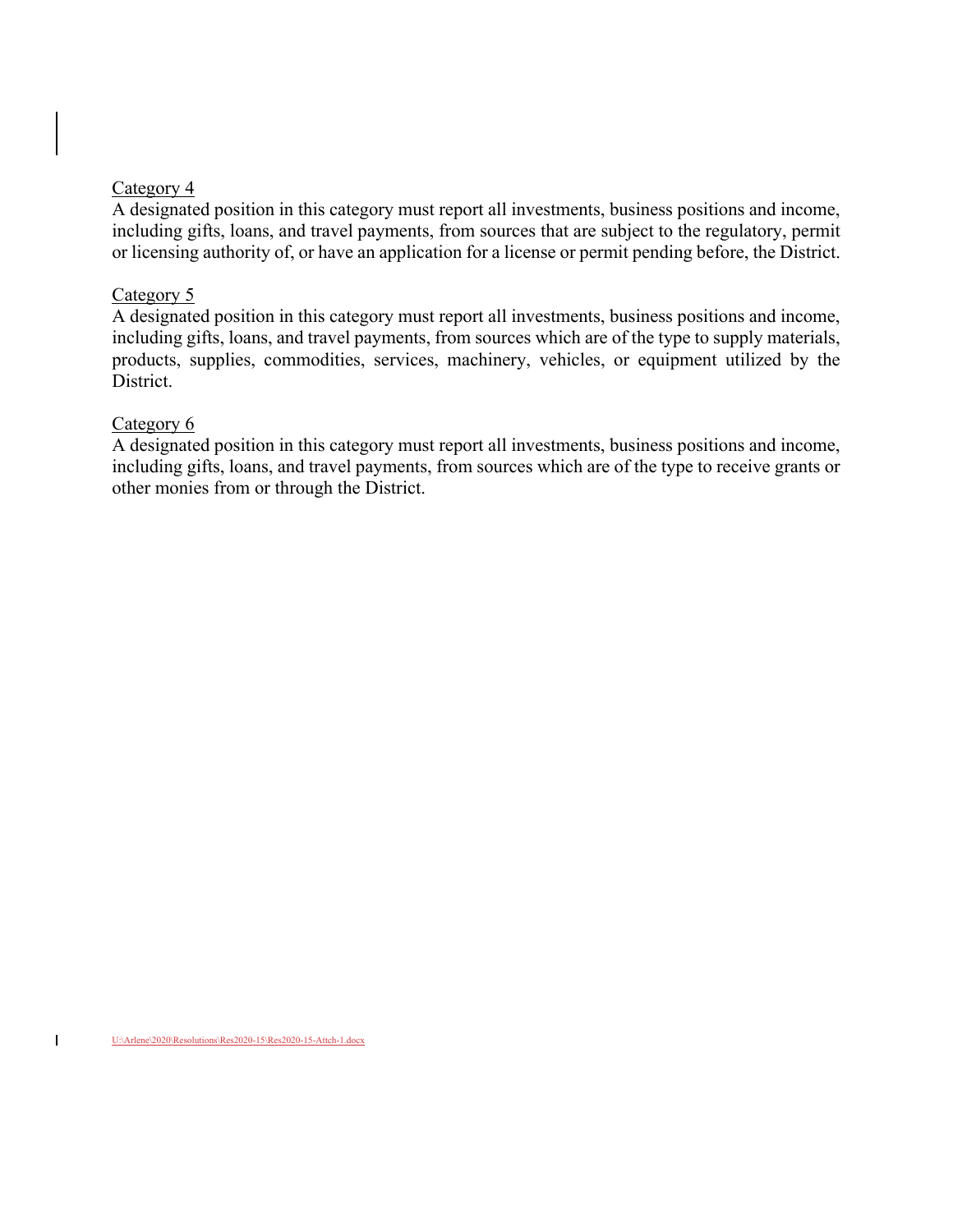Category 4

A designated position in this category must report all investments, business positions and income, including gifts, loans, and travel payments, from sources that are subject to the regulatory, permit or licensing authority of, or have an application for a license or permit pending before, the District.

Category 5

A designated position in this category must report all investments, business positions and income, including gifts, loans, and travel payments, from sources which are of the type to supply materials, products, supplies, commodities, services, machinery, vehicles, or equipment utilized by the District.

Category 6

A designated position in this category must report all investments, business positions and income, including gifts, loans, and travel payments, from sources which are of the type to receive grants or other monies from or through the District.